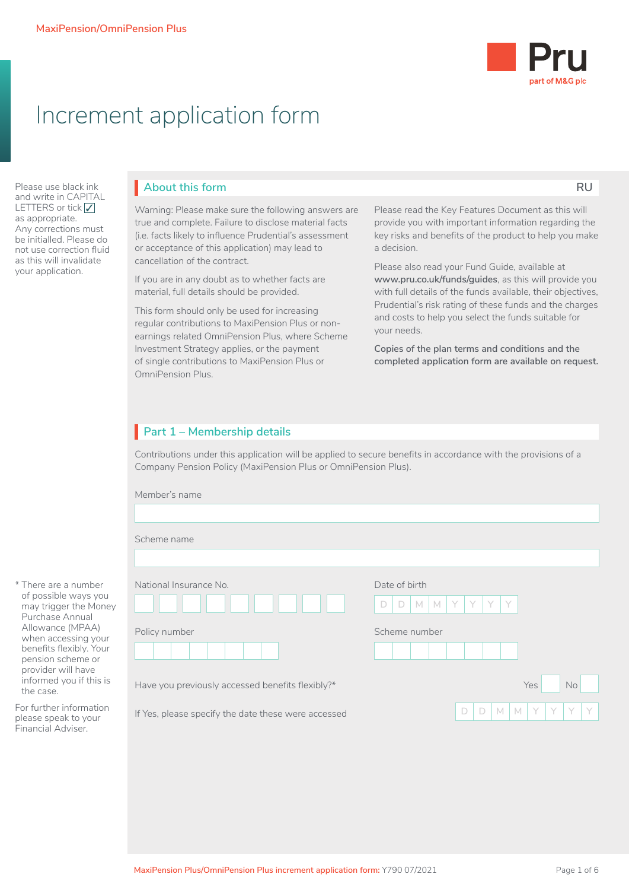MaxiPension/OmniPension Plus

Pru
part of M&G plc

# Increment application form

Please use black ink and write in CAPITAL LETTERS or tick ✓ as appropriate. Any corrections must be initialled. Please do not use correction fluid as this will invalidate your application.

## About this form

RU

Warning: Please make sure the following answers are true and complete. Failure to disclose material facts (i.e. facts likely to influence Prudential's assessment or acceptance of this application) may lead to cancellation of the contract.

If you are in any doubt as to whether facts are material, full details should be provided.

This form should only be used for increasing regular contributions to MaxiPension Plus or non-earnings related OmniPension Plus, where Scheme Investment Strategy applies, or the payment of single contributions to MaxiPension Plus or OmniPension Plus.

Please read the Key Features Document as this will provide you with important information regarding the key risks and benefits of the product to help you make a decision.

Please also read your Fund Guide, available at **www.pru.co.uk/funds/guides**, as this will provide you with full details of the funds available, their objectives, Prudential's risk rating of these funds and the charges and costs to help you select the funds suitable for your needs.

**Copies of the plan terms and conditions and the completed application form are available on request.**

## Part 1 – Membership details

Contributions under this application will be applied to secure benefits in accordance with the provisions of a Company Pension Policy (MaxiPension Plus or OmniPension Plus).

Member's name

Scheme name

National Insurance No.

Date of birth D D M M Y Y Y Y

Policy number

Scheme number

Have you previously accessed benefits flexibly?* Yes ☐ No ☐

If Yes, please specify the date these were accessed D D M M Y Y Y Y

\* There are a number of possible ways you may trigger the Money Purchase Annual Allowance (MPAA) when accessing your benefits flexibly. Your pension scheme or provider will have informed you if this is the case.

For further information please speak to your Financial Adviser.

MaxiPension Plus/OmniPension Plus increment application form: Y790 07/2021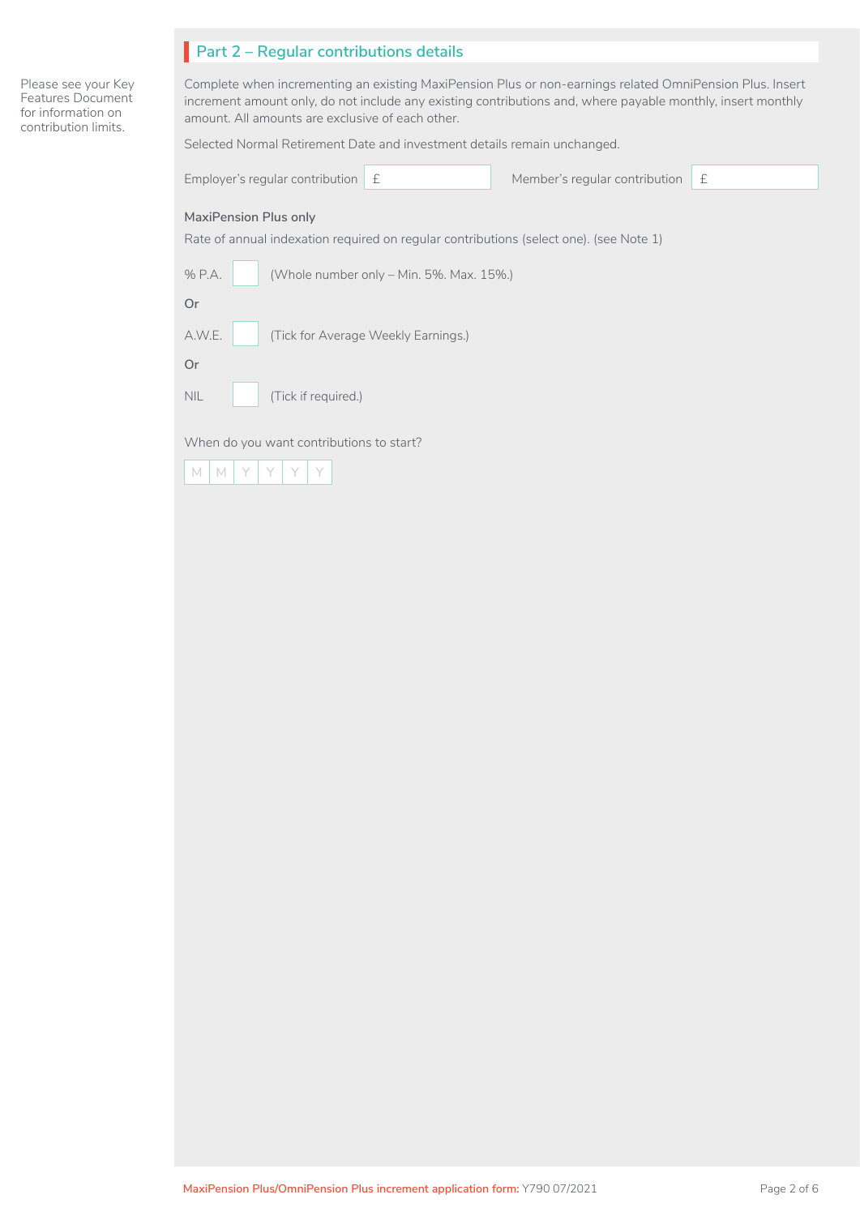## Part 2 – Regular contributions details

Please see your Key Features Document for information on contribution limits.

Complete when incrementing an existing MaxiPension Plus or non-earnings related OmniPension Plus. Insert increment amount only, do not include any existing contributions and, where payable monthly, insert monthly amount. All amounts are exclusive of each other.

Selected Normal Retirement Date and investment details remain unchanged.

Employer's regular contribution £ ____________ Member's regular contribution £ ____________

### MaxiPension Plus only

Rate of annual indexation required on regular contributions (select one). (see Note 1)

% P.A. ☐ (Whole number only – Min. 5%. Max. 15%.)

Or

A.W.E. ☐ (Tick for Average Weekly Earnings.)

Or

NIL ☐ (Tick if required.)

When do you want contributions to start?

| M | M | Y | Y | Y | Y |
|---|---|---|---|---|---|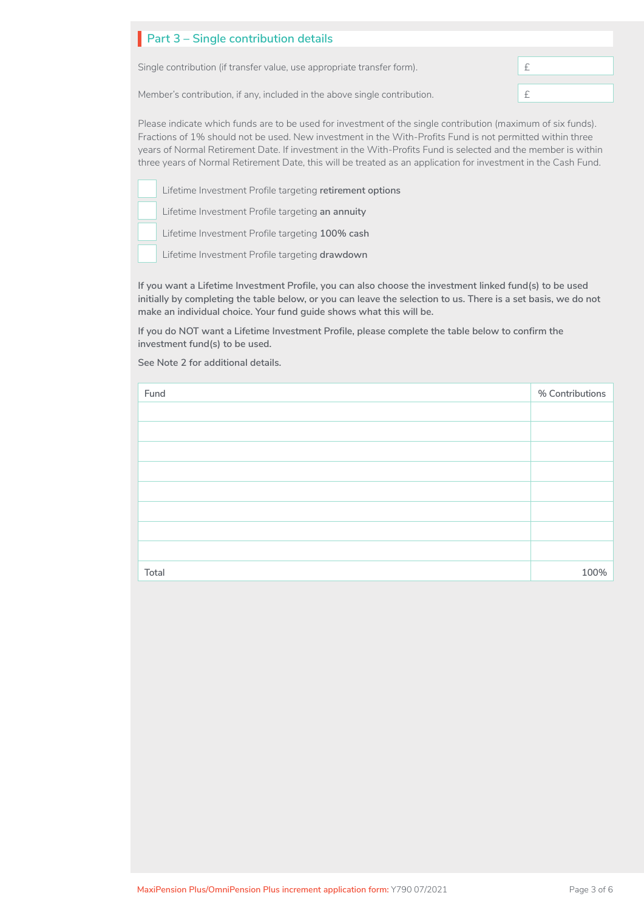## Part 3 – Single contribution details

Single contribution (if transfer value, use appropriate transfer form). £

Member's contribution, if any, included in the above single contribution. £

Please indicate which funds are to be used for investment of the single contribution (maximum of six funds). Fractions of 1% should not be used. New investment in the With-Profits Fund is not permitted within three years of Normal Retirement Date. If investment in the With-Profits Fund is selected and the member is within three years of Normal Retirement Date, this will be treated as an application for investment in the Cash Fund.

- ☐ Lifetime Investment Profile targeting **retirement options**
- ☐ Lifetime Investment Profile targeting **an annuity**
- ☐ Lifetime Investment Profile targeting **100% cash**
- ☐ Lifetime Investment Profile targeting **drawdown**

**If you want a Lifetime Investment Profile, you can also choose the investment linked fund(s) to be used initially by completing the table below, or you can leave the selection to us. There is a set basis, we do not make an individual choice. Your fund guide shows what this will be.**

**If you do NOT want a Lifetime Investment Profile, please complete the table below to confirm the investment fund(s) to be used.**

**See Note 2 for additional details.**

| Fund | % Contributions |
|---|---|
| | |
| | |
| | |
| | |
| | |
| | |
| | |
| | |
| Total | 100% |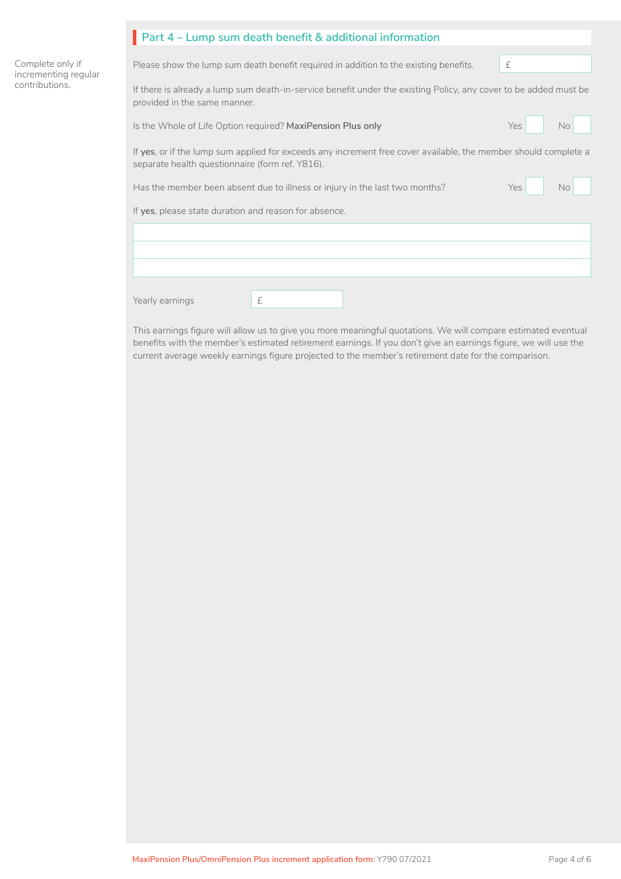## Part 4 – Lump sum death benefit & additional information

Complete only if incrementing regular contributions.

Please show the lump sum death benefit required in addition to the existing benefits. £

If there is already a lump sum death-in-service benefit under the existing Policy, any cover to be added must be provided in the same manner.

Is the Whole of Life Option required? **MaxiPension Plus only** Yes ☐ No ☐

If **yes**, or if the lump sum applied for exceeds any increment free cover available, the member should complete a separate health questionnaire (form ref. Y816).

Has the member been absent due to illness or injury in the last two months? Yes ☐ No ☐

If **yes**, please state duration and reason for absence.

Yearly earnings £

This earnings figure will allow us to give you more meaningful quotations. We will compare estimated eventual benefits with the member's estimated retirement earnings. If you don't give an earnings figure, we will use the current average weekly earnings figure projected to the member's retirement date for the comparison.

MaxiPension Plus/OmniPension Plus increment application form: Y790 07/2021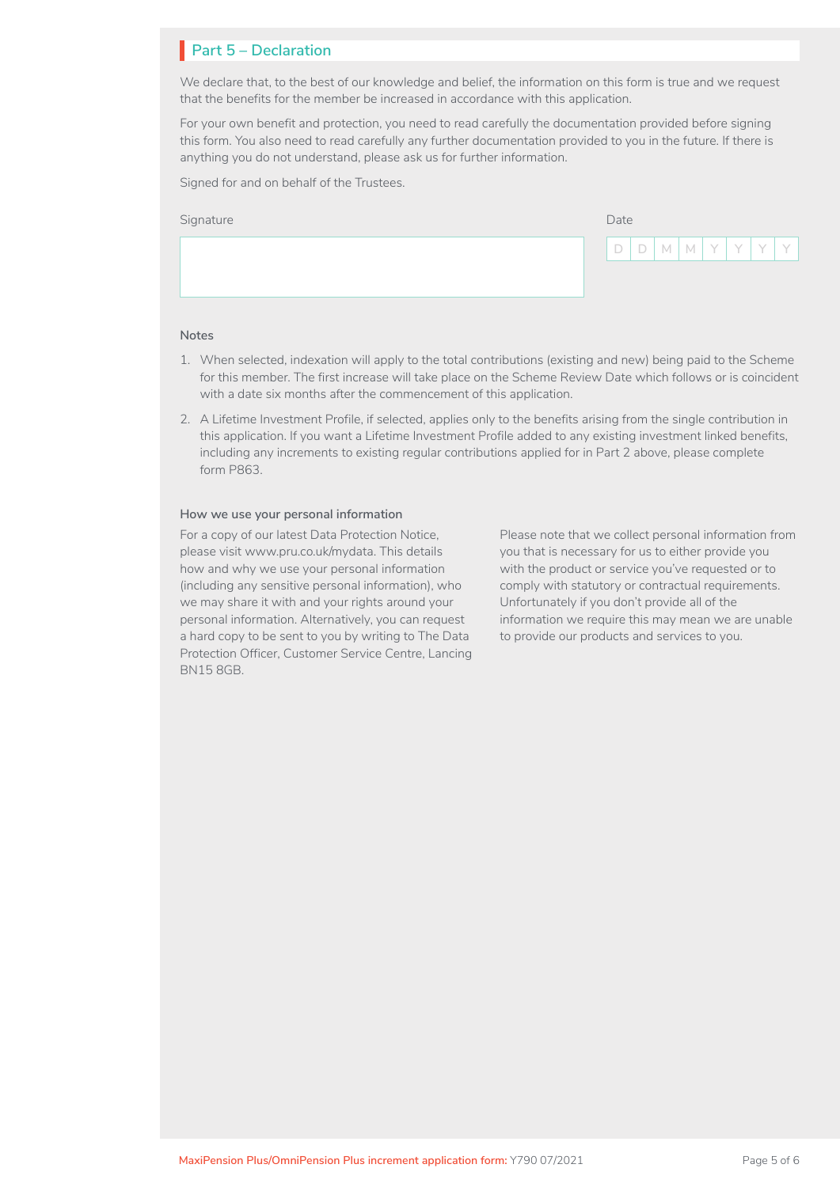## Part 5 – Declaration

We declare that, to the best of our knowledge and belief, the information on this form is true and we request that the benefits for the member be increased in accordance with this application.

For your own benefit and protection, you need to read carefully the documentation provided before signing this form. You also need to read carefully any further documentation provided to you in the future. If there is anything you do not understand, please ask us for further information.

Signed for and on behalf of the Trustees.

Signature

Date

| D | D | M | M | Y | Y | Y | Y |
|---|---|---|---|---|---|---|---|

### Notes

1. When selected, indexation will apply to the total contributions (existing and new) being paid to the Scheme for this member. The first increase will take place on the Scheme Review Date which follows or is coincident with a date six months after the commencement of this application.
2. A Lifetime Investment Profile, if selected, applies only to the benefits arising from the single contribution in this application. If you want a Lifetime Investment Profile added to any existing investment linked benefits, including any increments to existing regular contributions applied for in Part 2 above, please complete form P863.

### How we use your personal information

For a copy of our latest Data Protection Notice, please visit www.pru.co.uk/mydata. This details how and why we use your personal information (including any sensitive personal information), who we may share it with and your rights around your personal information. Alternatively, you can request a hard copy to be sent to you by writing to The Data Protection Officer, Customer Service Centre, Lancing BN15 8GB.

Please note that we collect personal information from you that is necessary for us to either provide you with the product or service you've requested or to comply with statutory or contractual requirements. Unfortunately if you don't provide all of the information we require this may mean we are unable to provide our products and services to you.

MaxiPension Plus/OmniPension Plus increment application form: Y790 07/2021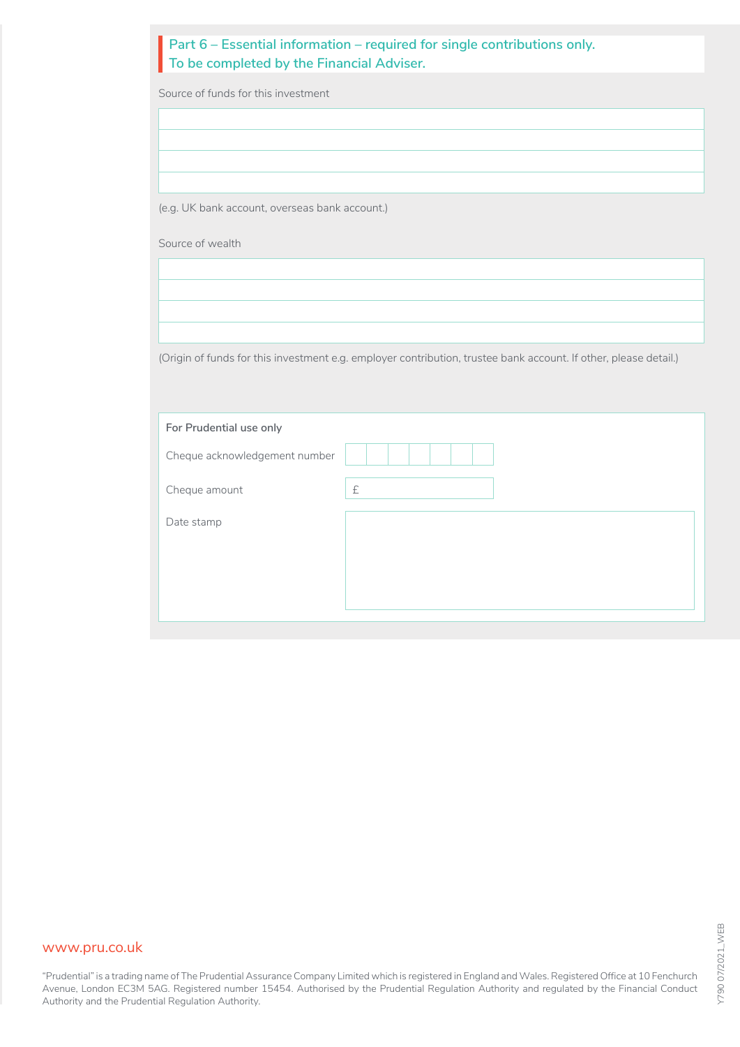## Part 6 – Essential information – required for single contributions only. To be completed by the Financial Adviser.

Source of funds for this investment

(e.g. UK bank account, overseas bank account.)

Source of wealth

(Origin of funds for this investment e.g. employer contribution, trustee bank account. If other, please detail.)

**For Prudential use only**

Cheque acknowledgement number

Cheque amount £

Date stamp

www.pru.co.uk

"Prudential" is a trading name of The Prudential Assurance Company Limited which is registered in England and Wales. Registered Office at 10 Fenchurch Avenue, London EC3M 5AG. Registered number 15454. Authorised by the Prudential Regulation Authority and regulated by the Financial Conduct Authority and the Prudential Regulation Authority.

Y790 07/2021_WEB